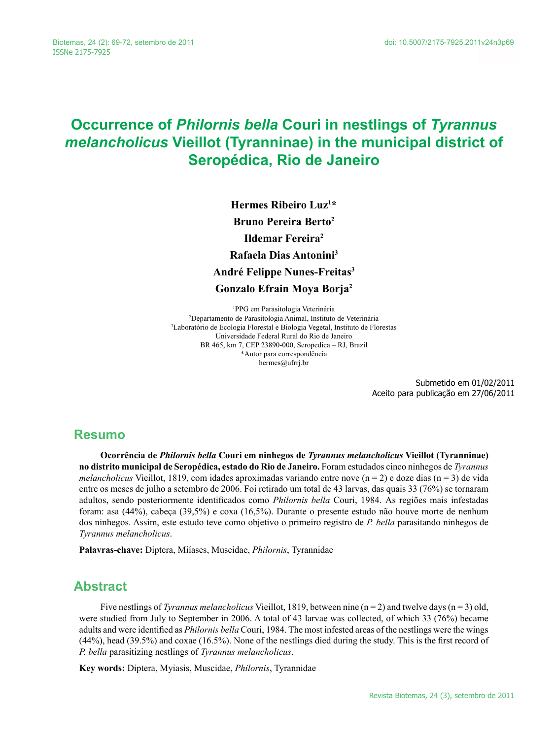# Occurrence of *Philornis bella* Couri in nestlings of *Tyrannus melancholicus* Vieillot (Tyranninae) in the municipal district of Seropédica, Rio de Janeiro

**Hermes Ribeiro Luz[1]***

**Bruno Pereira Berto[2]**

**Ildemar Fereira[2]**

**Rafaela Dias Antonini[3]**

**André Felippe Nunes-Freitas[3]**

**Gonzalo Efrain Moya Borja[2]**

[1]PPG em Parasitologia Veterinária
[2]Departamento de Parasitologia Animal, Instituto de Veterinária
[3]Laboratório de Ecologia Florestal e Biologia Vegetal, Instituto de Florestas
Universidade Federal Rural do Rio de Janeiro
BR 465, km 7, CEP 23890-000, Seropedica – RJ, Brazil
*Autor para correspondência
hermes@ufrrj.br

Submetido em 01/02/2011
Aceito para publicação em 27/06/2011

## Resumo

**Ocorrência de *Philornis bella* Couri em ninhegos de *Tyrannus melancholicus* Vieillot (Tyranninae) no distrito municipal de Seropédica, estado do Rio de Janeiro.** Foram estudados cinco ninhegos de *Tyrannus melancholicus* Vieillot, 1819, com idades aproximadas variando entre nove (n = 2) e doze dias (n = 3) de vida entre os meses de julho a setembro de 2006. Foi retirado um total de 43 larvas, das quais 33 (76%) se tornaram adultos, sendo posteriormente identificados como *Philornis bella* Couri, 1984. As regiões mais infestadas foram: asa (44%), cabeça (39,5%) e coxa (16,5%). Durante o presente estudo não houve morte de nenhum dos ninhegos. Assim, este estudo teve como objetivo o primeiro registro de *P. bella* parasitando ninhegos de *Tyrannus melancholicus*.

**Palavras-chave:** Diptera, Miíases, Muscidae, *Philornis*, Tyrannidae

## Abstract

Five nestlings of *Tyrannus melancholicus* Vieillot, 1819, between nine (n = 2) and twelve days (n = 3) old, were studied from July to September in 2006. A total of 43 larvae was collected, of which 33 (76%) became adults and were identified as *Philornis bella* Couri, 1984. The most infested areas of the nestlings were the wings (44%), head (39.5%) and coxae (16.5%). None of the nestlings died during the study. This is the first record of *P. bella* parasitizing nestlings of *Tyrannus melancholicus*.

**Key words:** Diptera, Myiasis, Muscidae, *Philornis*, Tyrannidae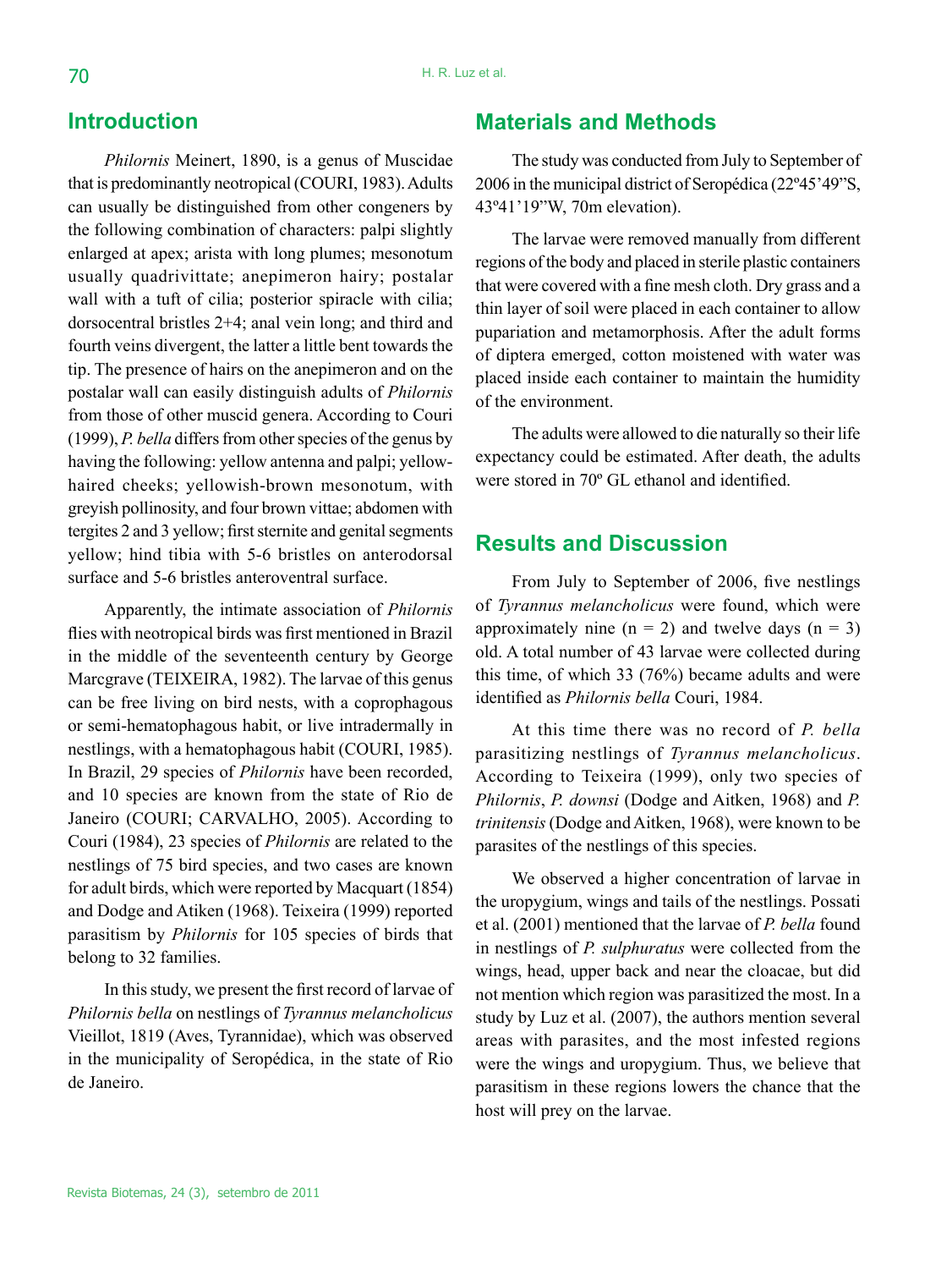## Introduction

*Philornis* Meinert, 1890, is a genus of Muscidae that is predominantly neotropical (COURI, 1983). Adults can usually be distinguished from other congeners by the following combination of characters: palpi slightly enlarged at apex; arista with long plumes; mesonotum usually quadrivittate; anepimeron hairy; postalar wall with a tuft of cilia; posterior spiracle with cilia; dorsocentral bristles 2+4; anal vein long; and third and fourth veins divergent, the latter a little bent towards the tip. The presence of hairs on the anepimeron and on the postalar wall can easily distinguish adults of *Philornis* from those of other muscid genera. According to Couri (1999), *P. bella* differs from other species of the genus by having the following: yellow antenna and palpi; yellow-haired cheeks; yellowish-brown mesonotum, with greyish pollinosity, and four brown vittae; abdomen with tergites 2 and 3 yellow; first sternite and genital segments yellow; hind tibia with 5-6 bristles on anterodorsal surface and 5-6 bristles anteroventral surface.

Apparently, the intimate association of *Philornis* flies with neotropical birds was first mentioned in Brazil in the middle of the seventeenth century by George Marcgrave (TEIXEIRA, 1982). The larvae of this genus can be free living on bird nests, with a coprophagous or semi-hematophagous habit, or live intradermally in nestlings, with a hematophagous habit (COURI, 1985). In Brazil, 29 species of *Philornis* have been recorded, and 10 species are known from the state of Rio de Janeiro (COURI; CARVALHO, 2005). According to Couri (1984), 23 species of *Philornis* are related to the nestlings of 75 bird species, and two cases are known for adult birds, which were reported by Macquart (1854) and Dodge and Atiken (1968). Teixeira (1999) reported parasitism by *Philornis* for 105 species of birds that belong to 32 families.

In this study, we present the first record of larvae of *Philornis bella* on nestlings of *Tyrannus melancholicus* Vieillot, 1819 (Aves, Tyrannidae), which was observed in the municipality of Seropédica, in the state of Rio de Janeiro.

## Materials and Methods

The study was conducted from July to September of 2006 in the municipal district of Seropédica (22º45'49"S, 43º41'19"W, 70m elevation).

The larvae were removed manually from different regions of the body and placed in sterile plastic containers that were covered with a fine mesh cloth. Dry grass and a thin layer of soil were placed in each container to allow pupariation and metamorphosis. After the adult forms of diptera emerged, cotton moistened with water was placed inside each container to maintain the humidity of the environment.

The adults were allowed to die naturally so their life expectancy could be estimated. After death, the adults were stored in 70º GL ethanol and identified.

## Results and Discussion

From July to September of 2006, five nestlings of *Tyrannus melancholicus* were found, which were approximately nine (n = 2) and twelve days (n = 3) old. A total number of 43 larvae were collected during this time, of which 33 (76%) became adults and were identified as *Philornis bella* Couri, 1984.

At this time there was no record of *P. bella* parasitizing nestlings of *Tyrannus melancholicus*. According to Teixeira (1999), only two species of *Philornis*, *P. downsi* (Dodge and Aitken, 1968) and *P. trinitensis* (Dodge and Aitken, 1968), were known to be parasites of the nestlings of this species.

We observed a higher concentration of larvae in the uropygium, wings and tails of the nestlings. Possati et al. (2001) mentioned that the larvae of *P. bella* found in nestlings of *P. sulphuratus* were collected from the wings, head, upper back and near the cloacae, but did not mention which region was parasitized the most. In a study by Luz et al. (2007), the authors mention several areas with parasites, and the most infested regions were the wings and uropygium. Thus, we believe that parasitism in these regions lowers the chance that the host will prey on the larvae.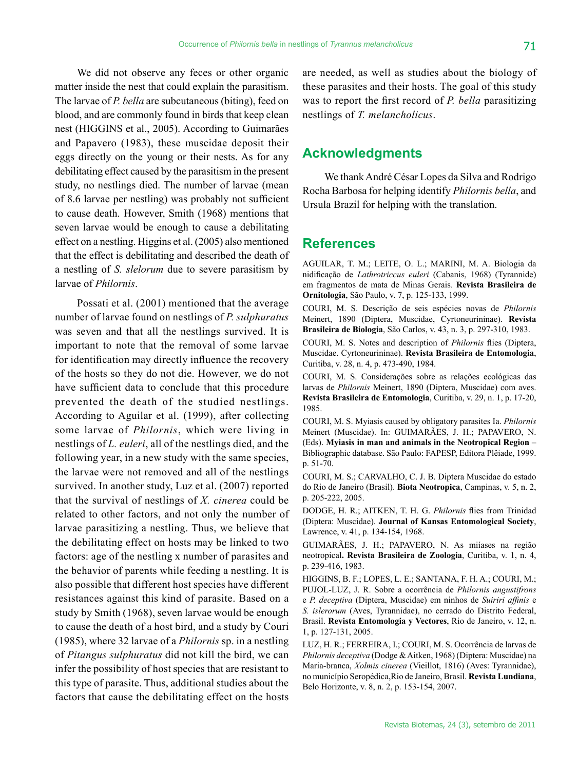We did not observe any feces or other organic matter inside the nest that could explain the parasitism. The larvae of *P. bella* are subcutaneous (biting), feed on blood, and are commonly found in birds that keep clean nest (HIGGINS et al., 2005). According to Guimarães and Papavero (1983), these muscidae deposit their eggs directly on the young or their nests. As for any debilitating effect caused by the parasitism in the present study, no nestlings died. The number of larvae (mean of 8.6 larvae per nestling) was probably not sufficient to cause death. However, Smith (1968) mentions that seven larvae would be enough to cause a debilitating effect on a nestling. Higgins et al. (2005) also mentioned that the effect is debilitating and described the death of a nestling of *S. slelorum* due to severe parasitism by larvae of *Philornis*.

Possati et al. (2001) mentioned that the average number of larvae found on nestlings of *P. sulphuratus* was seven and that all the nestlings survived. It is important to note that the removal of some larvae for identification may directly influence the recovery of the hosts so they do not die. However, we do not have sufficient data to conclude that this procedure prevented the death of the studied nestlings. According to Aguilar et al. (1999), after collecting some larvae of *Philornis*, which were living in nestlings of *L. euleri*, all of the nestlings died, and the following year, in a new study with the same species, the larvae were not removed and all of the nestlings survived. In another study, Luz et al. (2007) reported that the survival of nestlings of *X. cinerea* could be related to other factors, and not only the number of larvae parasitizing a nestling. Thus, we believe that the debilitating effect on hosts may be linked to two factors: age of the nestling x number of parasites and the behavior of parents while feeding a nestling. It is also possible that different host species have different resistances against this kind of parasite. Based on a study by Smith (1968), seven larvae would be enough to cause the death of a host bird, and a study by Couri (1985), where 32 larvae of a *Philornis* sp. in a nestling of *Pitangus sulphuratus* did not kill the bird, we can infer the possibility of host species that are resistant to this type of parasite. Thus, additional studies about the factors that cause the debilitating effect on the hosts are needed, as well as studies about the biology of these parasites and their hosts. The goal of this study was to report the first record of *P. bella* parasitizing nestlings of *T. melancholicus*.

## Acknowledgments

We thank André César Lopes da Silva and Rodrigo Rocha Barbosa for helping identify *Philornis bella*, and Ursula Brazil for helping with the translation.

## References

AGUILAR, T. M.; LEITE, O. L.; MARINI, M. A. Biologia da nidificação de *Lathrotriccus euleri* (Cabanis, 1968) (Tyrannide) em fragmentos de mata de Minas Gerais. **Revista Brasileira de Ornitologia**, São Paulo, v. 7, p. 125-133, 1999.

COURI, M. S. Descrição de seis espécies novas de *Philornis* Meinert, 1890 (Diptera, Muscidae, Cyrtoneurininae). **Revista Brasileira de Biologia**, São Carlos, v. 43, n. 3, p. 297-310, 1983.

COURI, M. S. Notes and description of *Philornis* flies (Diptera, Muscidae. Cyrtoneurininae). **Revista Brasileira de Entomologia**, Curitiba, v. 28, n. 4, p. 473-490, 1984.

COURI, M. S. Considerações sobre as relações ecológicas das larvas de *Philornis* Meinert, 1890 (Diptera, Muscidae) com aves. **Revista Brasileira de Entomologia**, Curitiba, v. 29, n. 1, p. 17-20, 1985.

COURI, M. S. Myiasis caused by obligatory parasites Ia. *Philornis* Meinert (Muscidae). In: GUIMARÃES, J. H.; PAPAVERO, N. (Eds). **Myiasis in man and animals in the Neotropical Region** – Bibliographic database. São Paulo: FAPESP, Editora Plêiade, 1999. p. 51-70.

COURI, M. S.; CARVALHO, C. J. B. Diptera Muscidae do estado do Rio de Janeiro (Brasil). **Biota Neotropica**, Campinas, v. 5, n. 2, p. 205-222, 2005.

DODGE, H. R.; AITKEN, T. H. G. *Philornis* flies from Trinidad (Diptera: Muscidae). **Journal of Kansas Entomological Society**, Lawrence, v. 41, p. 134-154, 1968.

GUIMARÃES, J. H.; PAPAVERO, N. As miíases na região neotropical**. Revista Brasileira de Zoologia**, Curitiba, v. 1, n. 4, p. 239-416, 1983.

HIGGINS, B. F.; LOPES, L. E.; SANTANA, F. H. A.; COURI, M.; PUJOL-LUZ, J. R. Sobre a ocorrência de *Philornis angustifrons* e *P. deceptiva* (Diptera, Muscidae) em ninhos de *Suiriri affinis* e *S. islerorum* (Aves, Tyrannidae), no cerrado do Distrito Federal, Brasil. **Revista Entomologia y Vectores**, Rio de Janeiro, v. 12, n. 1, p. 127-131, 2005.

LUZ, H. R.; FERREIRA, I.; COURI, M. S. Ocorrência de larvas de *Philornis deceptiva* (Dodge & Aitken, 1968) (Diptera: Muscidae) na Maria-branca, *Xolmis cinerea* (Vieillot, 1816) (Aves: Tyrannidae), no município Seropédica,Rio de Janeiro, Brasil. **Revista Lundiana**, Belo Horizonte, v. 8, n. 2, p. 153-154, 2007.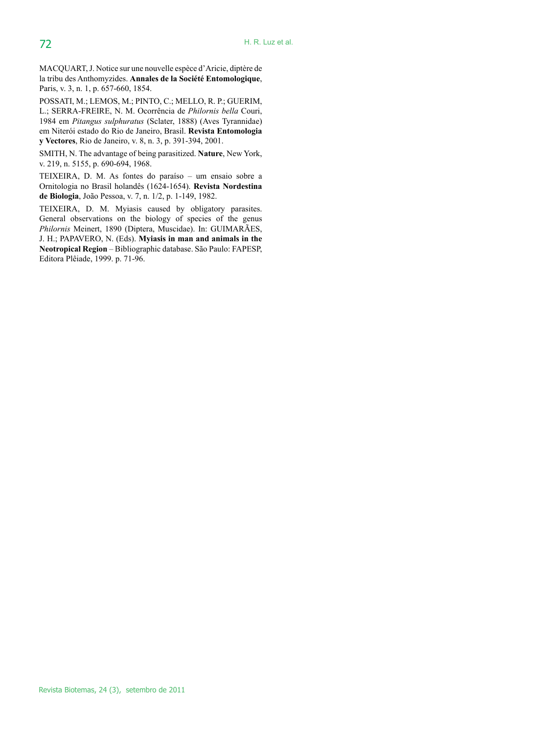MACQUART, J. Notice sur une nouvelle espèce d'Aricie, diptère de la tribu des Anthomyzides. **Annales de la Société Entomologique**, Paris, v. 3, n. 1, p. 657-660, 1854.

POSSATI, M.; LEMOS, M.; PINTO, C.; MELLO, R. P.; GUERIM, L.; SERRA-FREIRE, N. M. Ocorrência de *Philornis bella* Couri, 1984 em *Pitangus sulphuratus* (Sclater, 1888) (Aves Tyrannidae) em Niterói estado do Rio de Janeiro, Brasil. **Revista Entomologia y Vectores**, Rio de Janeiro, v. 8, n. 3, p. 391-394, 2001.

SMITH, N. The advantage of being parasitized. **Nature**, New York, v. 219, n. 5155, p. 690-694, 1968.

TEIXEIRA, D. M. As fontes do paraíso – um ensaio sobre a Ornitologia no Brasil holandês (1624-1654). **Revista Nordestina de Biologia**, João Pessoa, v. 7, n. 1/2, p. 1-149, 1982.

TEIXEIRA, D. M. Myiasis caused by obligatory parasites. General observations on the biology of species of the genus *Philornis* Meinert, 1890 (Diptera, Muscidae). In: GUIMARÃES, J. H.; PAPAVERO, N. (Eds). **Myiasis in man and animals in the Neotropical Region** – Bibliographic database. São Paulo: FAPESP, Editora Plêiade, 1999. p. 71-96.